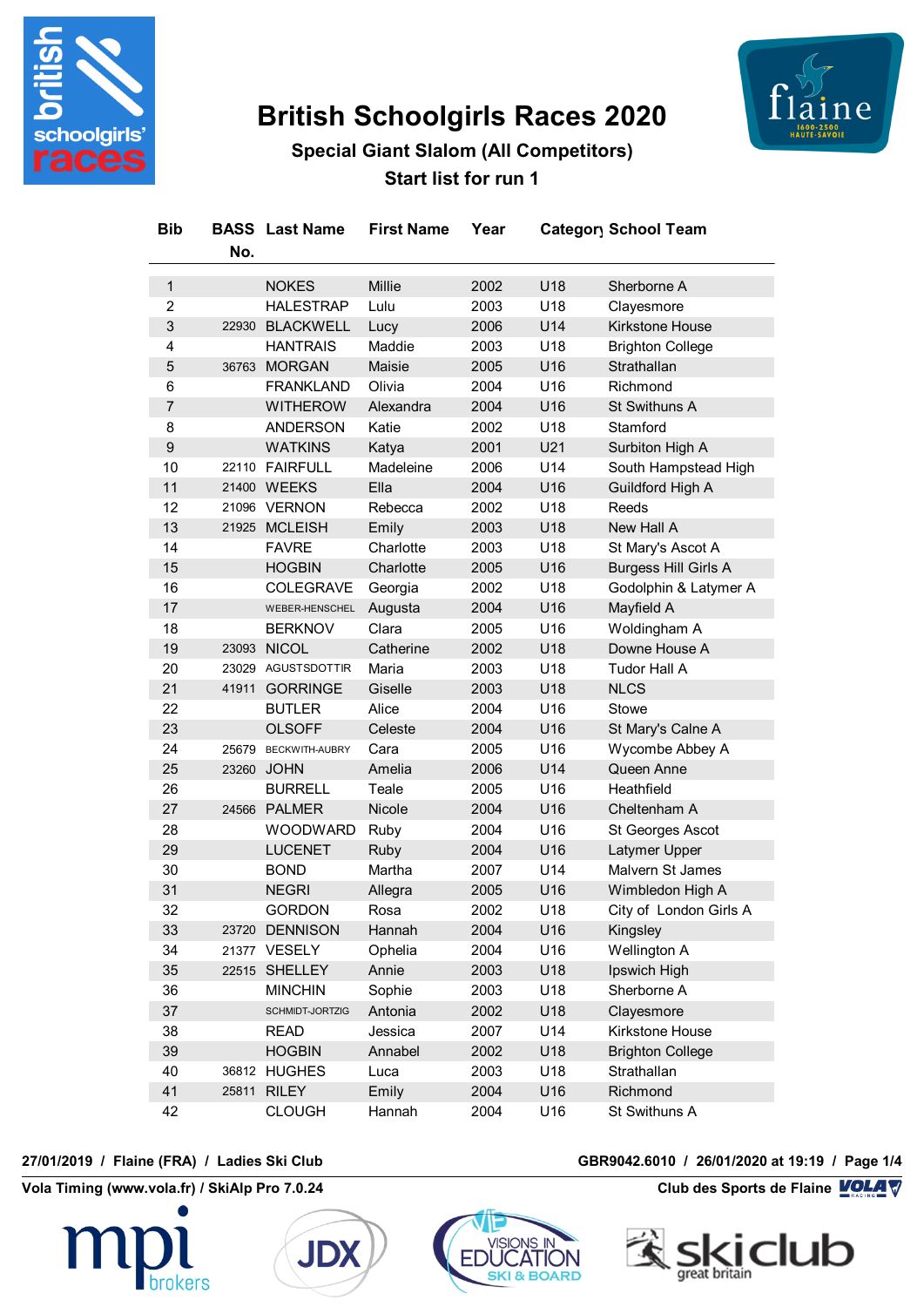# British Schoolgirls Races 2020

## Special Giant Slalom (All Competitors)

### Start list for run 1

| Bib | BASS No. | Last Name | First Name | Year | Category | School Team |
|---|---|---|---|---|---|---|
| 1 | | NOKES | Millie | 2002 | U18 | Sherborne A |
| 2 | | HALESTRAP | Lulu | 2003 | U18 | Clayesmore |
| 3 | 22930 | BLACKWELL | Lucy | 2006 | U14 | Kirkstone House |
| 4 | | HANTRAIS | Maddie | 2003 | U18 | Brighton College |
| 5 | 36763 | MORGAN | Maisie | 2005 | U16 | Strathallan |
| 6 | | FRANKLAND | Olivia | 2004 | U16 | Richmond |
| 7 | | WITHEROW | Alexandra | 2004 | U16 | St Swithuns A |
| 8 | | ANDERSON | Katie | 2002 | U18 | Stamford |
| 9 | | WATKINS | Katya | 2001 | U21 | Surbiton High A |
| 10 | 22110 | FAIRFULL | Madeleine | 2006 | U14 | South Hampstead High |
| 11 | 21400 | WEEKS | Ella | 2004 | U16 | Guildford High A |
| 12 | 21096 | VERNON | Rebecca | 2002 | U18 | Reeds |
| 13 | 21925 | MCLEISH | Emily | 2003 | U18 | New Hall A |
| 14 | | FAVRE | Charlotte | 2003 | U18 | St Mary's Ascot A |
| 15 | | HOGBIN | Charlotte | 2005 | U16 | Burgess Hill Girls A |
| 16 | | COLEGRAVE | Georgia | 2002 | U18 | Godolphin & Latymer A |
| 17 | | WEBER-HENSCHEL | Augusta | 2004 | U16 | Mayfield A |
| 18 | | BERKNOV | Clara | 2005 | U16 | Woldingham A |
| 19 | 23093 | NICOL | Catherine | 2002 | U18 | Downe House A |
| 20 | 23029 | AGUSTSDOTTIR | Maria | 2003 | U18 | Tudor Hall A |
| 21 | 41911 | GORRINGE | Giselle | 2003 | U18 | NLCS |
| 22 | | BUTLER | Alice | 2004 | U16 | Stowe |
| 23 | | OLSOFF | Celeste | 2004 | U16 | St Mary's Calne A |
| 24 | 25679 | BECKWITH-AUBRY | Cara | 2005 | U16 | Wycombe Abbey A |
| 25 | 23260 | JOHN | Amelia | 2006 | U14 | Queen Anne |
| 26 | | BURRELL | Teale | 2005 | U16 | Heathfield |
| 27 | 24566 | PALMER | Nicole | 2004 | U16 | Cheltenham A |
| 28 | | WOODWARD | Ruby | 2004 | U16 | St Georges Ascot |
| 29 | | LUCENET | Ruby | 2004 | U16 | Latymer Upper |
| 30 | | BOND | Martha | 2007 | U14 | Malvern St James |
| 31 | | NEGRI | Allegra | 2005 | U16 | Wimbledon High A |
| 32 | | GORDON | Rosa | 2002 | U18 | City of London Girls A |
| 33 | 23720 | DENNISON | Hannah | 2004 | U16 | Kingsley |
| 34 | 21377 | VESELY | Ophelia | 2004 | U16 | Wellington A |
| 35 | 22515 | SHELLEY | Annie | 2003 | U18 | Ipswich High |
| 36 | | MINCHIN | Sophie | 2003 | U18 | Sherborne A |
| 37 | | SCHMIDT-JORTZIG | Antonia | 2002 | U18 | Clayesmore |
| 38 | | READ | Jessica | 2007 | U14 | Kirkstone House |
| 39 | | HOGBIN | Annabel | 2002 | U18 | Brighton College |
| 40 | 36812 | HUGHES | Luca | 2003 | U18 | Strathallan |
| 41 | 25811 | RILEY | Emily | 2004 | U16 | Richmond |
| 42 | | CLOUGH | Hannah | 2004 | U16 | St Swithuns A |

27/01/2019 / Flaine (FRA) / Ladies Ski Club — GBR9042.6010 / 26/01/2020 at 19:19

Vola Timing (www.vola.fr) / SkiAlp Pro 7.0.24 — Club des Sports de Flaine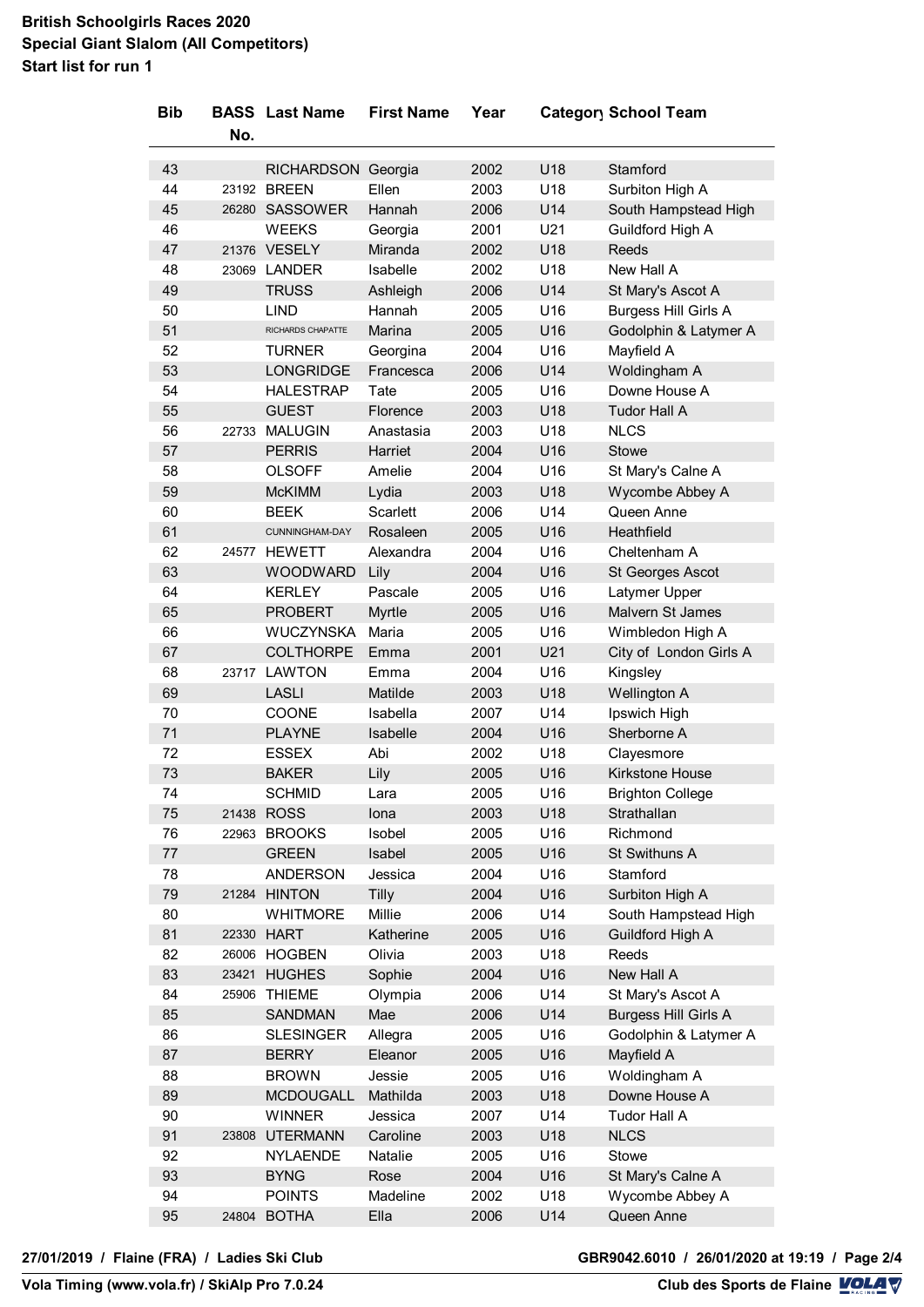**British Schoolgirls Races 2020**
**Special Giant Slalom (All Competitors)**
**Start list for run 1**

| Bib | BASS No. | Last Name | First Name | Year | Category | School Team |
|---|---|---|---|---|---|---|
| 43 | | RICHARDSON | Georgia | 2002 | U18 | Stamford |
| 44 | 23192 | BREEN | Ellen | 2003 | U18 | Surbiton High A |
| 45 | 26280 | SASSOWER | Hannah | 2006 | U14 | South Hampstead High |
| 46 | | WEEKS | Georgia | 2001 | U21 | Guildford High A |
| 47 | 21376 | VESELY | Miranda | 2002 | U18 | Reeds |
| 48 | 23069 | LANDER | Isabelle | 2002 | U18 | New Hall A |
| 49 | | TRUSS | Ashleigh | 2006 | U14 | St Mary's Ascot A |
| 50 | | LIND | Hannah | 2005 | U16 | Burgess Hill Girls A |
| 51 | | RICHARDS CHAPATTE | Marina | 2005 | U16 | Godolphin & Latymer A |
| 52 | | TURNER | Georgina | 2004 | U16 | Mayfield A |
| 53 | | LONGRIDGE | Francesca | 2006 | U14 | Woldingham A |
| 54 | | HALESTRAP | Tate | 2005 | U16 | Downe House A |
| 55 | | GUEST | Florence | 2003 | U18 | Tudor Hall A |
| 56 | 22733 | MALUGIN | Anastasia | 2003 | U18 | NLCS |
| 57 | | PERRIS | Harriet | 2004 | U16 | Stowe |
| 58 | | OLSOFF | Amelie | 2004 | U16 | St Mary's Calne A |
| 59 | | McKIMM | Lydia | 2003 | U18 | Wycombe Abbey A |
| 60 | | BEEK | Scarlett | 2006 | U14 | Queen Anne |
| 61 | | CUNNINGHAM-DAY | Rosaleen | 2005 | U16 | Heathfield |
| 62 | 24577 | HEWETT | Alexandra | 2004 | U16 | Cheltenham A |
| 63 | | WOODWARD | Lily | 2004 | U16 | St Georges Ascot |
| 64 | | KERLEY | Pascale | 2005 | U16 | Latymer Upper |
| 65 | | PROBERT | Myrtle | 2005 | U16 | Malvern St James |
| 66 | | WUCZYNSKA | Maria | 2005 | U16 | Wimbledon High A |
| 67 | | COLTHORPE | Emma | 2001 | U21 | City of London Girls A |
| 68 | 23717 | LAWTON | Emma | 2004 | U16 | Kingsley |
| 69 | | LASLI | Matilde | 2003 | U18 | Wellington A |
| 70 | | COONE | Isabella | 2007 | U14 | Ipswich High |
| 71 | | PLAYNE | Isabelle | 2004 | U16 | Sherborne A |
| 72 | | ESSEX | Abi | 2002 | U18 | Clayesmore |
| 73 | | BAKER | Lily | 2005 | U16 | Kirkstone House |
| 74 | | SCHMID | Lara | 2005 | U16 | Brighton College |
| 75 | 21438 | ROSS | Iona | 2003 | U18 | Strathallan |
| 76 | 22963 | BROOKS | Isobel | 2005 | U16 | Richmond |
| 77 | | GREEN | Isabel | 2005 | U16 | St Swithuns A |
| 78 | | ANDERSON | Jessica | 2004 | U16 | Stamford |
| 79 | 21284 | HINTON | Tilly | 2004 | U16 | Surbiton High A |
| 80 | | WHITMORE | Millie | 2006 | U14 | South Hampstead High |
| 81 | 22330 | HART | Katherine | 2005 | U16 | Guildford High A |
| 82 | 26006 | HOGBEN | Olivia | 2003 | U18 | Reeds |
| 83 | 23421 | HUGHES | Sophie | 2004 | U16 | New Hall A |
| 84 | 25906 | THIEME | Olympia | 2006 | U14 | St Mary's Ascot A |
| 85 | | SANDMAN | Mae | 2006 | U14 | Burgess Hill Girls A |
| 86 | | SLESINGER | Allegra | 2005 | U16 | Godolphin & Latymer A |
| 87 | | BERRY | Eleanor | 2005 | U16 | Mayfield A |
| 88 | | BROWN | Jessie | 2005 | U16 | Woldingham A |
| 89 | | MCDOUGALL | Mathilda | 2003 | U18 | Downe House A |
| 90 | | WINNER | Jessica | 2007 | U14 | Tudor Hall A |
| 91 | 23808 | UTERMANN | Caroline | 2003 | U18 | NLCS |
| 92 | | NYLAENDE | Natalie | 2005 | U16 | Stowe |
| 93 | | BYNG | Rose | 2004 | U16 | St Mary's Calne A |
| 94 | | POINTS | Madeline | 2002 | U18 | Wycombe Abbey A |
| 95 | 24804 | BOTHA | Ella | 2006 | U14 | Queen Anne |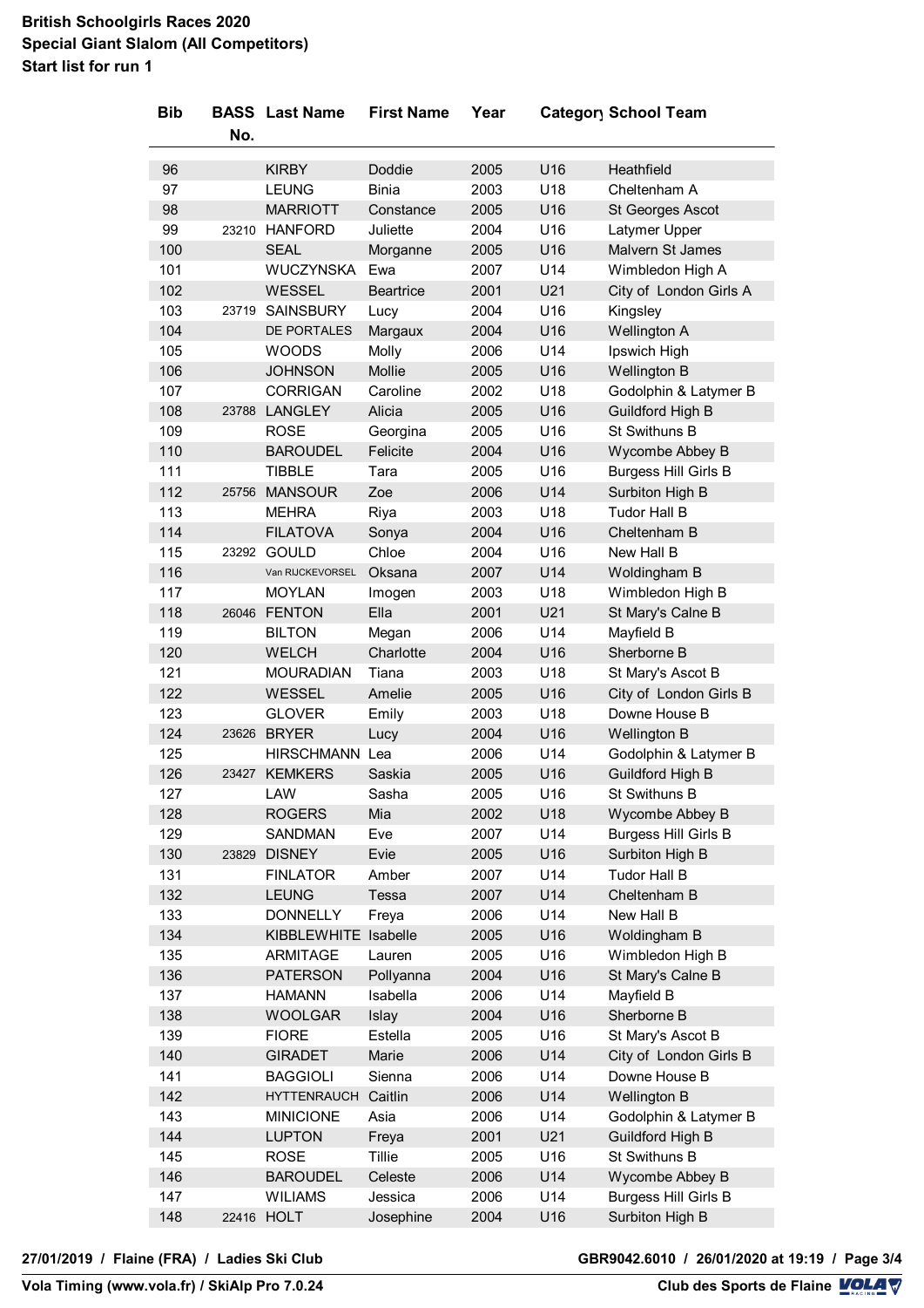**British Schoolgirls Races 2020**
**Special Giant Slalom (All Competitors)**
**Start list for run 1**

| Bib | BASS No. | Last Name | First Name | Year | Category | School Team |
|---|---|---|---|---|---|---|
| 96 | | KIRBY | Doddie | 2005 | U16 | Heathfield |
| 97 | | LEUNG | Binia | 2003 | U18 | Cheltenham A |
| 98 | | MARRIOTT | Constance | 2005 | U16 | St Georges Ascot |
| 99 | 23210 | HANFORD | Juliette | 2004 | U16 | Latymer Upper |
| 100 | | SEAL | Morganne | 2005 | U16 | Malvern St James |
| 101 | | WUCZYNSKA | Ewa | 2007 | U14 | Wimbledon High A |
| 102 | | WESSEL | Beartrice | 2001 | U21 | City of London Girls A |
| 103 | 23719 | SAINSBURY | Lucy | 2004 | U16 | Kingsley |
| 104 | | DE PORTALES | Margaux | 2004 | U16 | Wellington A |
| 105 | | WOODS | Molly | 2006 | U14 | Ipswich High |
| 106 | | JOHNSON | Mollie | 2005 | U16 | Wellington B |
| 107 | | CORRIGAN | Caroline | 2002 | U18 | Godolphin & Latymer B |
| 108 | 23788 | LANGLEY | Alicia | 2005 | U16 | Guildford High B |
| 109 | | ROSE | Georgina | 2005 | U16 | St Swithuns B |
| 110 | | BAROUDEL | Felicite | 2004 | U16 | Wycombe Abbey B |
| 111 | | TIBBLE | Tara | 2005 | U16 | Burgess Hill Girls B |
| 112 | 25756 | MANSOUR | Zoe | 2006 | U14 | Surbiton High B |
| 113 | | MEHRA | Riya | 2003 | U18 | Tudor Hall B |
| 114 | | FILATOVA | Sonya | 2004 | U16 | Cheltenham B |
| 115 | 23292 | GOULD | Chloe | 2004 | U16 | New Hall B |
| 116 | | Van RIJCKEVORSEL | Oksana | 2007 | U14 | Woldingham B |
| 117 | | MOYLAN | Imogen | 2003 | U18 | Wimbledon High B |
| 118 | 26046 | FENTON | Ella | 2001 | U21 | St Mary's Calne B |
| 119 | | BILTON | Megan | 2006 | U14 | Mayfield B |
| 120 | | WELCH | Charlotte | 2004 | U16 | Sherborne B |
| 121 | | MOURADIAN | Tiana | 2003 | U18 | St Mary's Ascot B |
| 122 | | WESSEL | Amelie | 2005 | U16 | City of London Girls B |
| 123 | | GLOVER | Emily | 2003 | U18 | Downe House B |
| 124 | 23626 | BRYER | Lucy | 2004 | U16 | Wellington B |
| 125 | | HIRSCHMANN | Lea | 2006 | U14 | Godolphin & Latymer B |
| 126 | 23427 | KEMKERS | Saskia | 2005 | U16 | Guildford High B |
| 127 | | LAW | Sasha | 2005 | U16 | St Swithuns B |
| 128 | | ROGERS | Mia | 2002 | U18 | Wycombe Abbey B |
| 129 | | SANDMAN | Eve | 2007 | U14 | Burgess Hill Girls B |
| 130 | 23829 | DISNEY | Evie | 2005 | U16 | Surbiton High B |
| 131 | | FINLATOR | Amber | 2007 | U14 | Tudor Hall B |
| 132 | | LEUNG | Tessa | 2007 | U14 | Cheltenham B |
| 133 | | DONNELLY | Freya | 2006 | U14 | New Hall B |
| 134 | | KIBBLEWHITE | Isabelle | 2005 | U16 | Woldingham B |
| 135 | | ARMITAGE | Lauren | 2005 | U16 | Wimbledon High B |
| 136 | | PATERSON | Pollyanna | 2004 | U16 | St Mary's Calne B |
| 137 | | HAMANN | Isabella | 2006 | U14 | Mayfield B |
| 138 | | WOOLGAR | Islay | 2004 | U16 | Sherborne B |
| 139 | | FIORE | Estella | 2005 | U16 | St Mary's Ascot B |
| 140 | | GIRADET | Marie | 2006 | U14 | City of London Girls B |
| 141 | | BAGGIOLI | Sienna | 2006 | U14 | Downe House B |
| 142 | | HYTTENRAUCH | Caitlin | 2006 | U14 | Wellington B |
| 143 | | MINICIONE | Asia | 2006 | U14 | Godolphin & Latymer B |
| 144 | | LUPTON | Freya | 2001 | U21 | Guildford High B |
| 145 | | ROSE | Tillie | 2005 | U16 | St Swithuns B |
| 146 | | BAROUDEL | Celeste | 2006 | U14 | Wycombe Abbey B |
| 147 | | WILIAMS | Jessica | 2006 | U14 | Burgess Hill Girls B |
| 148 | 22416 | HOLT | Josephine | 2004 | U16 | Surbiton High B |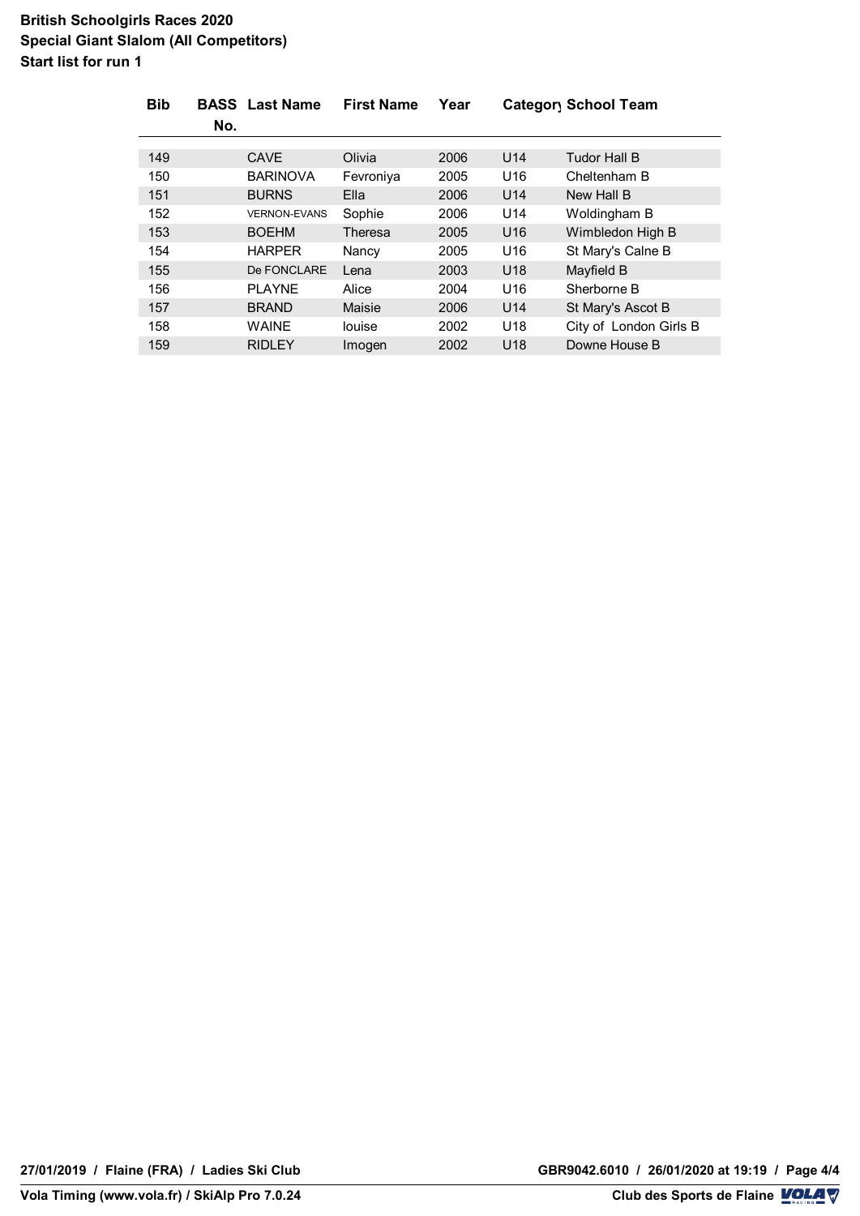**British Schoolgirls Races 2020**
**Special Giant Slalom (All Competitors)**
**Start list for run 1**

| Bib | BASS No. | Last Name | First Name | Year | Category | School Team |
|---|---|---|---|---|---|---|
| 149 | | CAVE | Olivia | 2006 | U14 | Tudor Hall B |
| 150 | | BARINOVA | Fevroniya | 2005 | U16 | Cheltenham B |
| 151 | | BURNS | Ella | 2006 | U14 | New Hall B |
| 152 | | VERNON-EVANS | Sophie | 2006 | U14 | Woldingham B |
| 153 | | BOEHM | Theresa | 2005 | U16 | Wimbledon High B |
| 154 | | HARPER | Nancy | 2005 | U16 | St Mary's Calne B |
| 155 | | De FONCLARE | Lena | 2003 | U18 | Mayfield B |
| 156 | | PLAYNE | Alice | 2004 | U16 | Sherborne B |
| 157 | | BRAND | Maisie | 2006 | U14 | St Mary's Ascot B |
| 158 | | WAINE | louise | 2002 | U18 | City of London Girls B |
| 159 | | RIDLEY | Imogen | 2002 | U18 | Downe House B |